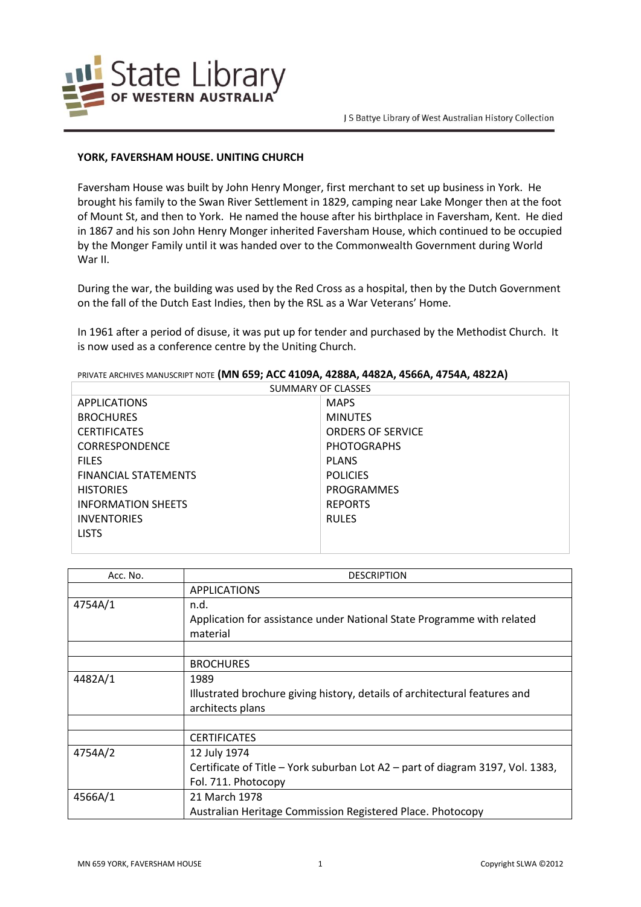## YORK, FAVERSHAM HOUSE. UNITING CHURCH

Faversham House was built by John Henry Monger, first merchant to set up business in York. He brought his family to the Swan River Settlement in 1829, camping near Lake Monger then at the foot of Mount St, and then to York. He named the house after his birthplace in Faversham, Kent. He died in 1867 and his son John Henry Monger inherited Faversham House, which continued to be occupied by the Monger Family until it was handed over to the Commonwealth Government during World War II.

During the war, the building was used by the Red Cross as a hospital, then by the Dutch Government on the fall of the Dutch East Indies, then by the RSL as a War Veterans' Home.

In 1961 after a period of disuse, it was put up for tender and purchased by the Methodist Church. It is now used as a conference centre by the Uniting Church.

PRIVATE ARCHIVES MANUSCRIPT NOTE **(MN 659; ACC 4109A, 4288A, 4482A, 4566A, 4754A, 4822A)**

| SUMMARY OF CLASSES | |
|---|---|
| APPLICATIONS | MAPS |
| BROCHURES | MINUTES |
| CERTIFICATES | ORDERS OF SERVICE |
| CORRESPONDENCE | PHOTOGRAPHS |
| FILES | PLANS |
| FINANCIAL STATEMENTS | POLICIES |
| HISTORIES | PROGRAMMES |
| INFORMATION SHEETS | REPORTS |
| INVENTORIES | RULES |
| LISTS | |

| Acc. No. | DESCRIPTION |
|---|---|
| | APPLICATIONS |
| 4754A/1 | n.d.<br>Application for assistance under National State Programme with related material |
| | |
| | BROCHURES |
| 4482A/1 | 1989<br>Illustrated brochure giving history, details of architectural features and architects plans |
| | |
| | CERTIFICATES |
| 4754A/2 | 12 July 1974<br>Certificate of Title – York suburban Lot A2 – part of diagram 3197, Vol. 1383, Fol. 711. Photocopy |
| 4566A/1 | 21 March 1978<br>Australian Heritage Commission Registered Place. Photocopy |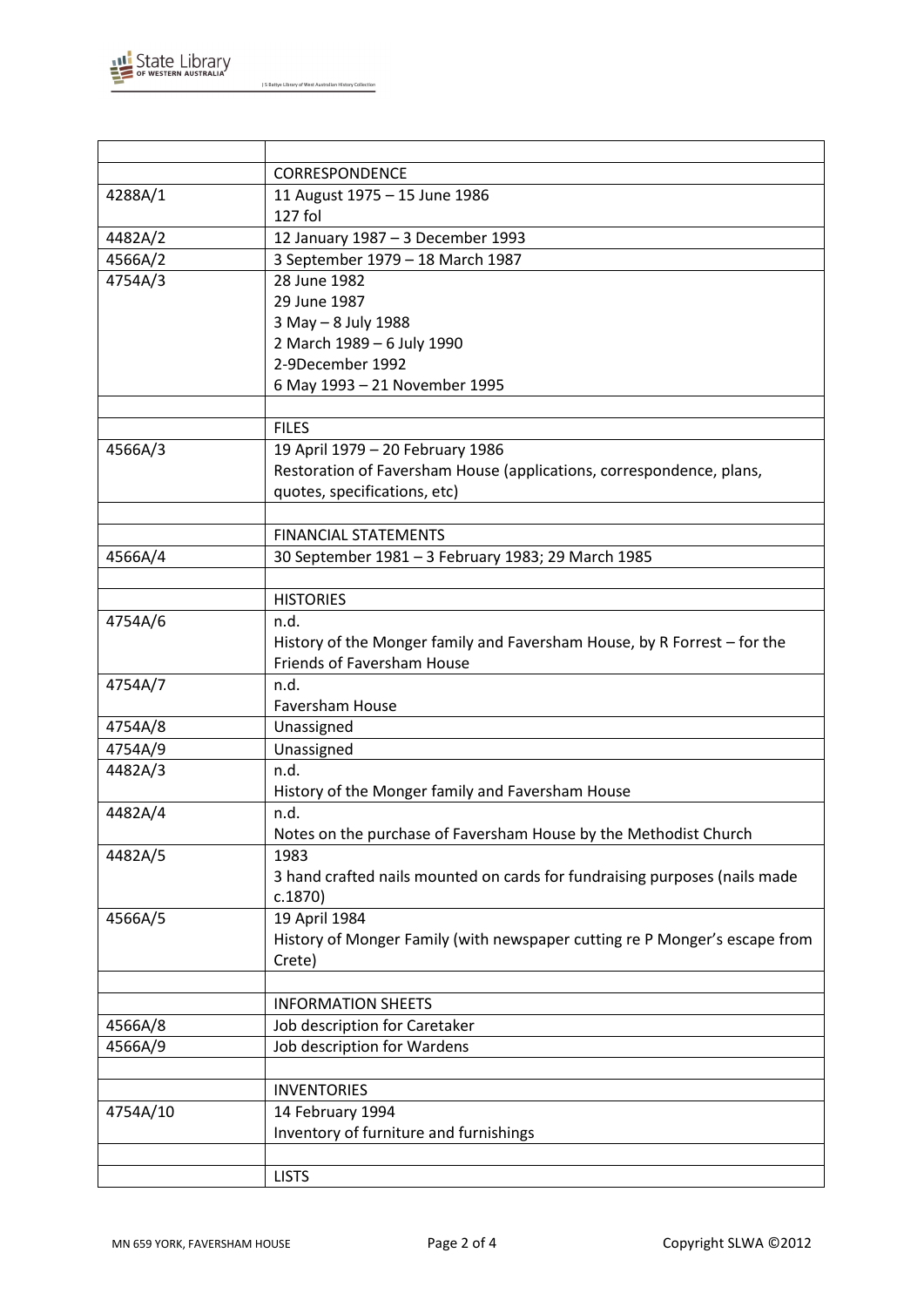| | |
|---|---|
| | CORRESPONDENCE |
| 4288A/1 | 11 August 1975 – 15 June 1986<br>127 fol |
| 4482A/2 | 12 January 1987 – 3 December 1993 |
| 4566A/2 | 3 September 1979 – 18 March 1987 |
| 4754A/3 | 28 June 1982<br>29 June 1987<br>3 May – 8 July 1988<br>2 March 1989 – 6 July 1990<br>2-9December 1992<br>6 May 1993 – 21 November 1995 |
| | |
| | FILES |
| 4566A/3 | 19 April 1979 – 20 February 1986<br>Restoration of Faversham House (applications, correspondence, plans, quotes, specifications, etc) |
| | |
| | FINANCIAL STATEMENTS |
| 4566A/4 | 30 September 1981 – 3 February 1983; 29 March 1985 |
| | |
| | HISTORIES |
| 4754A/6 | n.d.<br>History of the Monger family and Faversham House, by R Forrest – for the Friends of Faversham House |
| 4754A/7 | n.d.<br>Faversham House |
| 4754A/8 | Unassigned |
| 4754A/9 | Unassigned |
| 4482A/3 | n.d.<br>History of the Monger family and Faversham House |
| 4482A/4 | n.d.<br>Notes on the purchase of Faversham House by the Methodist Church |
| 4482A/5 | 1983<br>3 hand crafted nails mounted on cards for fundraising purposes (nails made c.1870) |
| 4566A/5 | 19 April 1984<br>History of Monger Family (with newspaper cutting re P Monger's escape from Crete) |
| | |
| | INFORMATION SHEETS |
| 4566A/8 | Job description for Caretaker |
| 4566A/9 | Job description for Wardens |
| | |
| | INVENTORIES |
| 4754A/10 | 14 February 1994<br>Inventory of furniture and furnishings |
| | |
| | LISTS |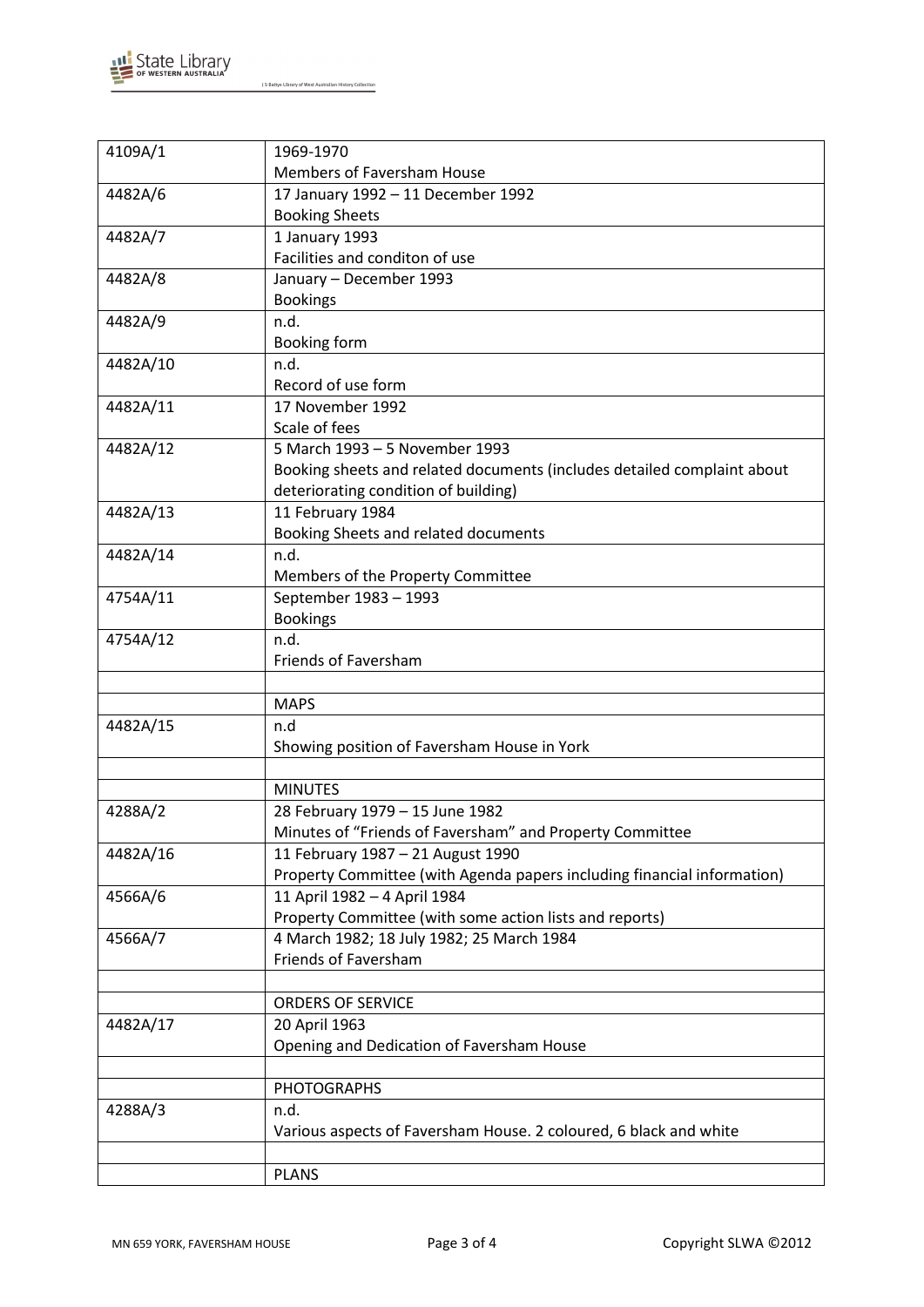| | |
|---|---|
| 4109A/1 | 1969-1970<br>Members of Faversham House |
| 4482A/6 | 17 January 1992 – 11 December 1992<br>Booking Sheets |
| 4482A/7 | 1 January 1993<br>Facilities and conditon of use |
| 4482A/8 | January – December 1993<br>Bookings |
| 4482A/9 | n.d.<br>Booking form |
| 4482A/10 | n.d.<br>Record of use form |
| 4482A/11 | 17 November 1992<br>Scale of fees |
| 4482A/12 | 5 March 1993 – 5 November 1993<br>Booking sheets and related documents (includes detailed complaint about deteriorating condition of building) |
| 4482A/13 | 11 February 1984<br>Booking Sheets and related documents |
| 4482A/14 | n.d.<br>Members of the Property Committee |
| 4754A/11 | September 1983 – 1993<br>Bookings |
| 4754A/12 | n.d.<br>Friends of Faversham |
| | |
| | MAPS |
| 4482A/15 | n.d<br>Showing position of Faversham House in York |
| | |
| | MINUTES |
| 4288A/2 | 28 February 1979 – 15 June 1982<br>Minutes of "Friends of Faversham" and Property Committee |
| 4482A/16 | 11 February 1987 – 21 August 1990<br>Property Committee (with Agenda papers including financial information) |
| 4566A/6 | 11 April 1982 – 4 April 1984<br>Property Committee (with some action lists and reports) |
| 4566A/7 | 4 March 1982; 18 July 1982; 25 March 1984<br>Friends of Faversham |
| | |
| | ORDERS OF SERVICE |
| 4482A/17 | 20 April 1963<br>Opening and Dedication of Faversham House |
| | |
| | PHOTOGRAPHS |
| 4288A/3 | n.d.<br>Various aspects of Faversham House. 2 coloured, 6 black and white |
| | |
| | PLANS |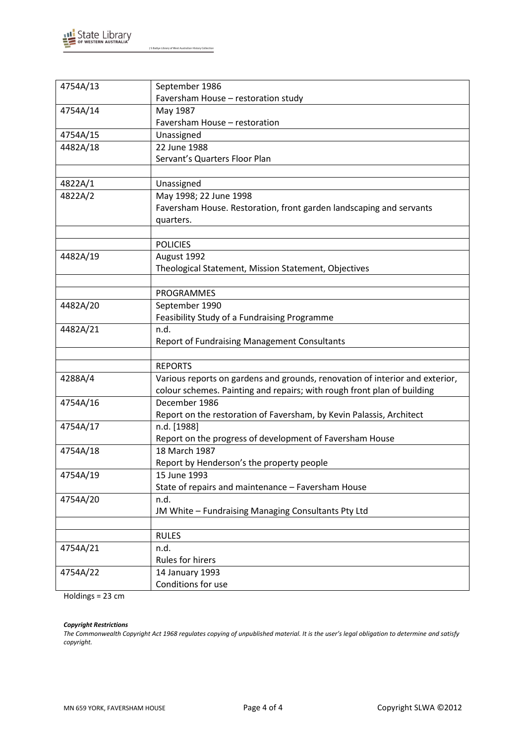| | |
|---|---|
| 4754A/13 | September 1986<br>Faversham House – restoration study |
| 4754A/14 | May 1987<br>Faversham House – restoration |
| 4754A/15 | Unassigned |
| 4482A/18 | 22 June 1988<br>Servant's Quarters Floor Plan |
| | |
| 4822A/1 | Unassigned |
| 4822A/2 | May 1998; 22 June 1998<br>Faversham House. Restoration, front garden landscaping and servants quarters. |
| | |
| | POLICIES |
| 4482A/19 | August 1992<br>Theological Statement, Mission Statement, Objectives |
| | |
| | PROGRAMMES |
| 4482A/20 | September 1990<br>Feasibility Study of a Fundraising Programme |
| 4482A/21 | n.d.<br>Report of Fundraising Management Consultants |
| | |
| | REPORTS |
| 4288A/4 | Various reports on gardens and grounds, renovation of interior and exterior, colour schemes. Painting and repairs; with rough front plan of building |
| 4754A/16 | December 1986<br>Report on the restoration of Faversham, by Kevin Palassis, Architect |
| 4754A/17 | n.d. [1988]<br>Report on the progress of development of Faversham House |
| 4754A/18 | 18 March 1987<br>Report by Henderson's the property people |
| 4754A/19 | 15 June 1993<br>State of repairs and maintenance – Faversham House |
| 4754A/20 | n.d.<br>JM White – Fundraising Managing Consultants Pty Ltd |
| | |
| | RULES |
| 4754A/21 | n.d.<br>Rules for hirers |
| 4754A/22 | 14 January 1993<br>Conditions for use |

Holdings = 23 cm

***Copyright Restrictions***

*The Commonwealth Copyright Act 1968 regulates copying of unpublished material. It is the user's legal obligation to determine and satisfy copyright.*